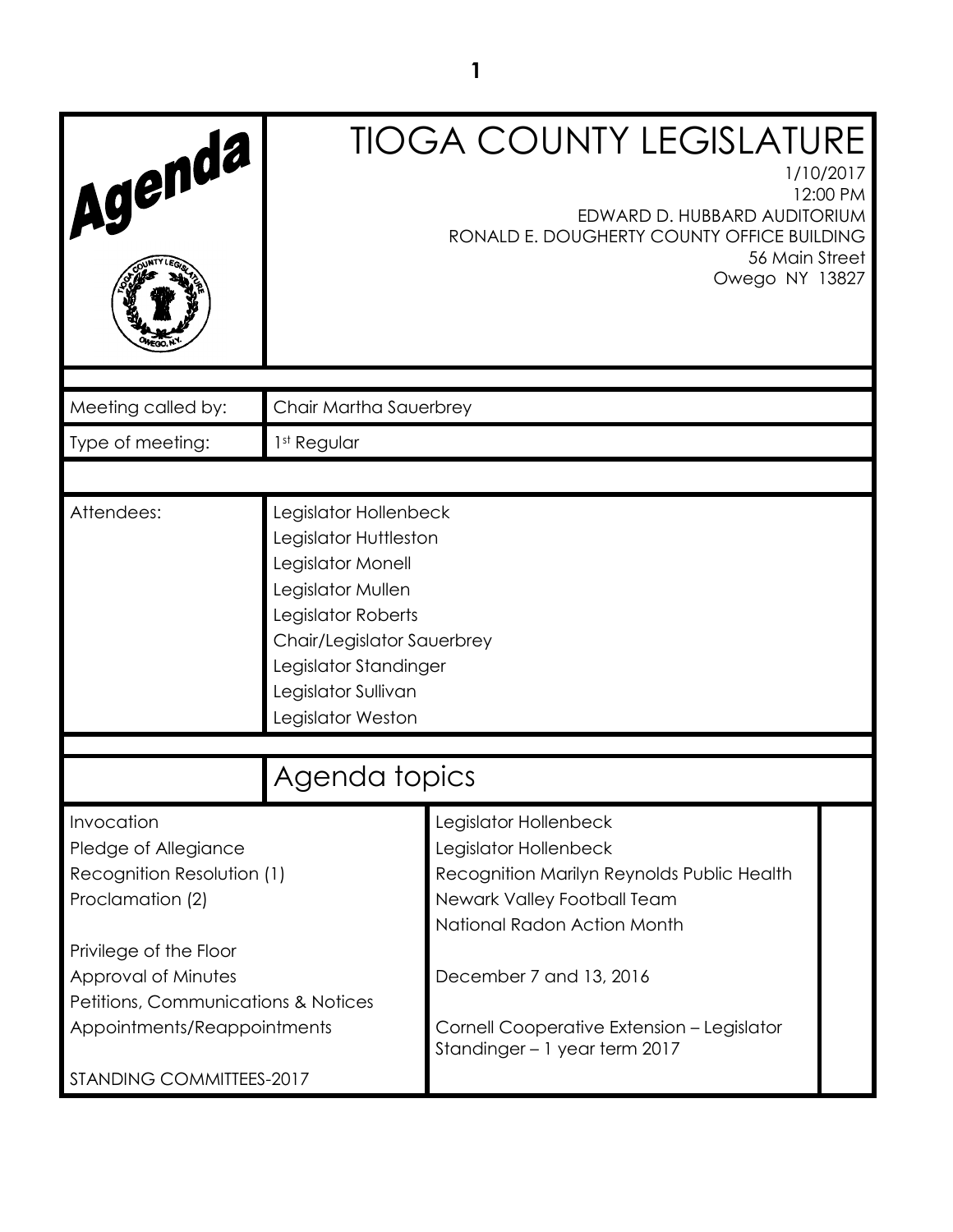# Agenda

# TIOGA COUNTY LEGISLATURE

1/10/2017
12:00 PM
EDWARD D. HUBBARD AUDITORIUM
RONALD E. DOUGHERTY COUNTY OFFICE BUILDING
56 Main Street
Owego NY 13827

| | |
|---|---|
| Meeting called by: | Chair Martha Sauerbrey |
| Type of meeting: | 1st Regular |
| Attendees: | Legislator Hollenbeck<br>Legislator Huttleston<br>Legislator Monell<br>Legislator Mullen<br>Legislator Roberts<br>Chair/Legislator Sauerbrey<br>Legislator Standinger<br>Legislator Sullivan<br>Legislator Weston |

## Agenda topics

| | | |
|---|---|---|
| Invocation | Legislator Hollenbeck | |
| Pledge of Allegiance | Legislator Hollenbeck | |
| Recognition Resolution (1) | Recognition Marilyn Reynolds Public Health | |
| Proclamation (2) | Newark Valley Football Team<br>National Radon Action Month | |
| Privilege of the Floor | | |
| Approval of Minutes | December 7 and 13, 2016 | |
| Petitions, Communications & Notices | | |
| Appointments/Reappointments | Cornell Cooperative Extension – Legislator Standinger – 1 year term 2017 | |
| STANDING COMMITTEES-2017 | | |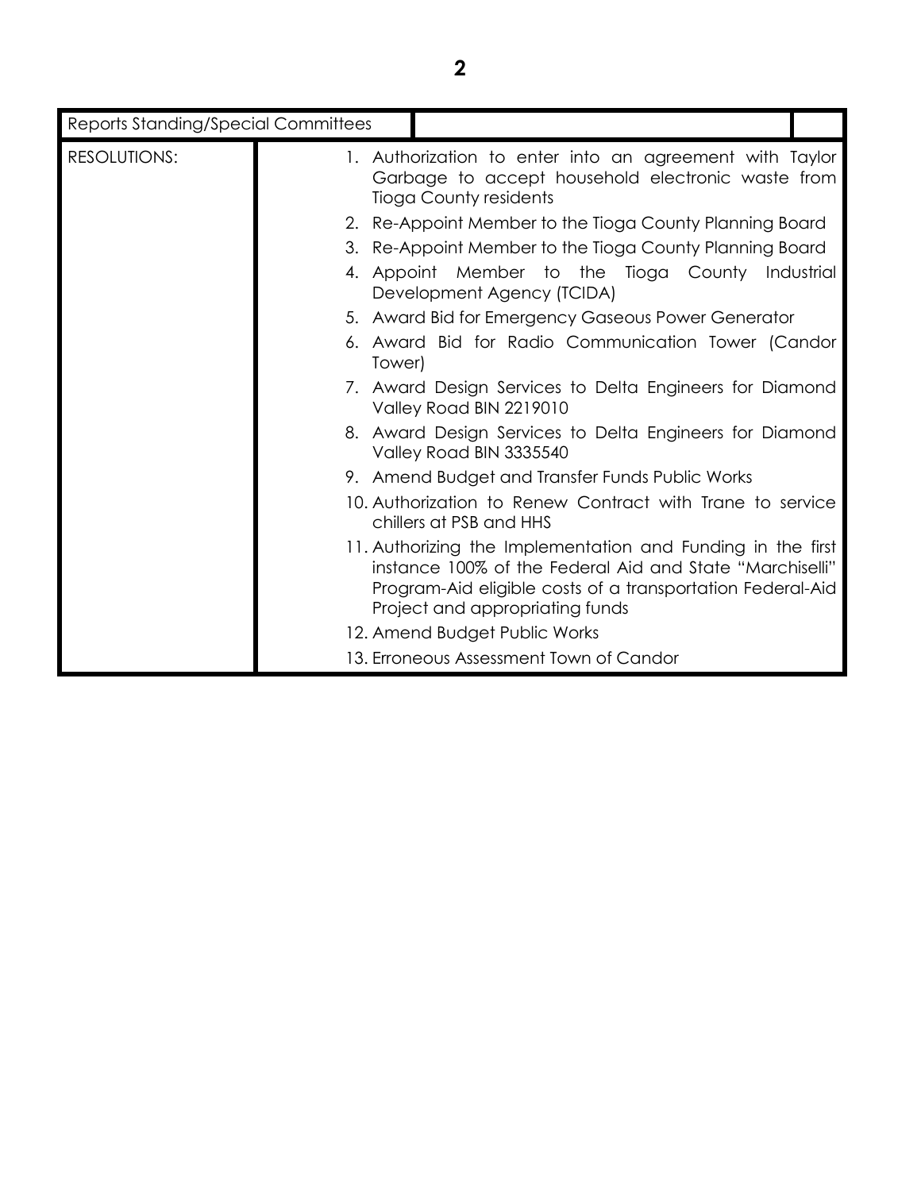| Reports Standing/Special Committees | | |
|---|---|---|
| RESOLUTIONS: | 1. Authorization to enter into an agreement with Taylor Garbage to accept household electronic waste from Tioga County residents<br>2. Re-Appoint Member to the Tioga County Planning Board<br>3. Re-Appoint Member to the Tioga County Planning Board<br>4. Appoint Member to the Tioga County Industrial Development Agency (TCIDA)<br>5. Award Bid for Emergency Gaseous Power Generator<br>6. Award Bid for Radio Communication Tower (Candor Tower)<br>7. Award Design Services to Delta Engineers for Diamond Valley Road BIN 2219010<br>8. Award Design Services to Delta Engineers for Diamond Valley Road BIN 3335540<br>9. Amend Budget and Transfer Funds Public Works<br>10. Authorization to Renew Contract with Trane to service chillers at PSB and HHS<br>11. Authorizing the Implementation and Funding in the first instance 100% of the Federal Aid and State "Marchiselli" Program-Aid eligible costs of a transportation Federal-Aid Project and appropriating funds<br>12. Amend Budget Public Works<br>13. Erroneous Assessment Town of Candor | |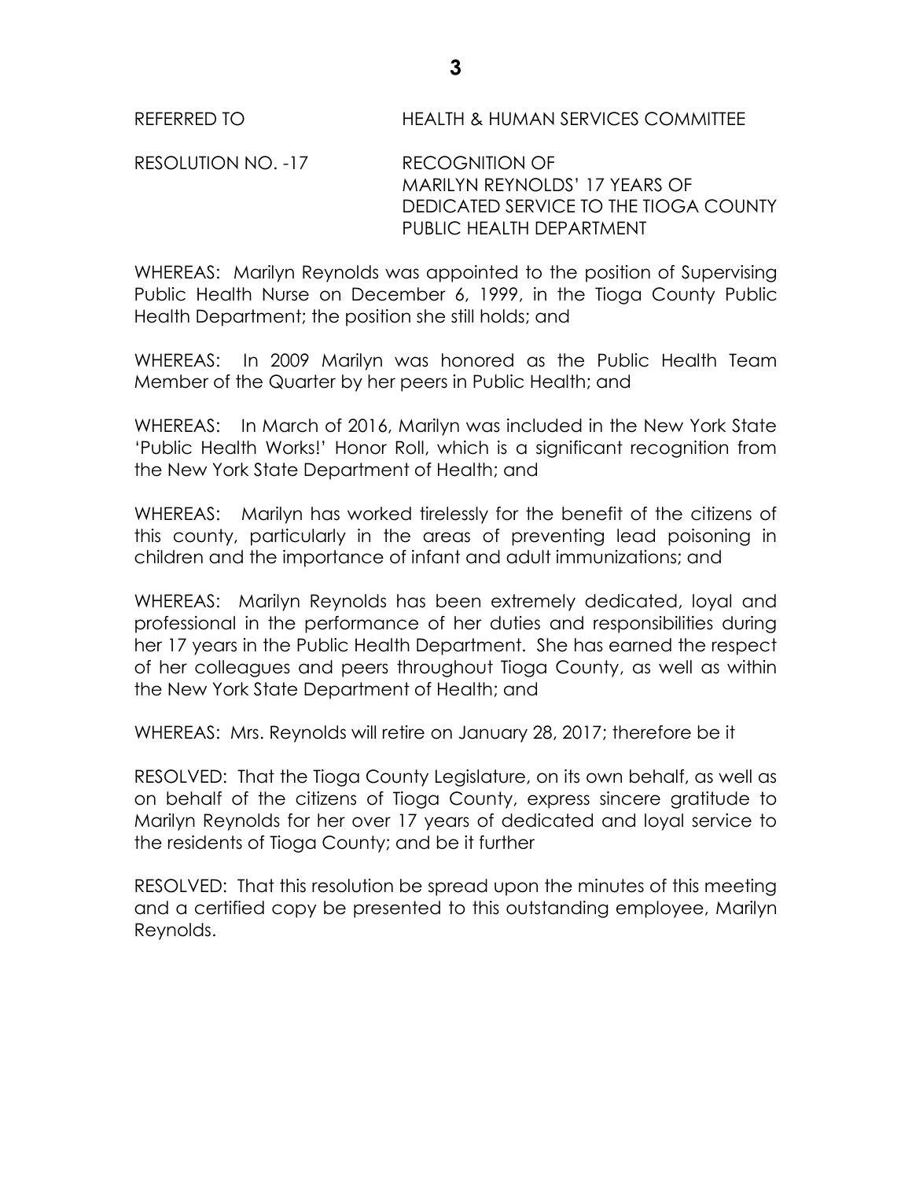REFERRED TO HEALTH & HUMAN SERVICES COMMITTEE

RESOLUTION NO. -17 RECOGNITION OF MARILYN REYNOLDS' 17 YEARS OF DEDICATED SERVICE TO THE TIOGA COUNTY PUBLIC HEALTH DEPARTMENT

WHEREAS: Marilyn Reynolds was appointed to the position of Supervising Public Health Nurse on December 6, 1999, in the Tioga County Public Health Department; the position she still holds; and

WHEREAS: In 2009 Marilyn was honored as the Public Health Team Member of the Quarter by her peers in Public Health; and

WHEREAS: In March of 2016, Marilyn was included in the New York State 'Public Health Works!' Honor Roll, which is a significant recognition from the New York State Department of Health; and

WHEREAS: Marilyn has worked tirelessly for the benefit of the citizens of this county, particularly in the areas of preventing lead poisoning in children and the importance of infant and adult immunizations; and

WHEREAS: Marilyn Reynolds has been extremely dedicated, loyal and professional in the performance of her duties and responsibilities during her 17 years in the Public Health Department. She has earned the respect of her colleagues and peers throughout Tioga County, as well as within the New York State Department of Health; and

WHEREAS: Mrs. Reynolds will retire on January 28, 2017; therefore be it

RESOLVED: That the Tioga County Legislature, on its own behalf, as well as on behalf of the citizens of Tioga County, express sincere gratitude to Marilyn Reynolds for her over 17 years of dedicated and loyal service to the residents of Tioga County; and be it further

RESOLVED: That this resolution be spread upon the minutes of this meeting and a certified copy be presented to this outstanding employee, Marilyn Reynolds.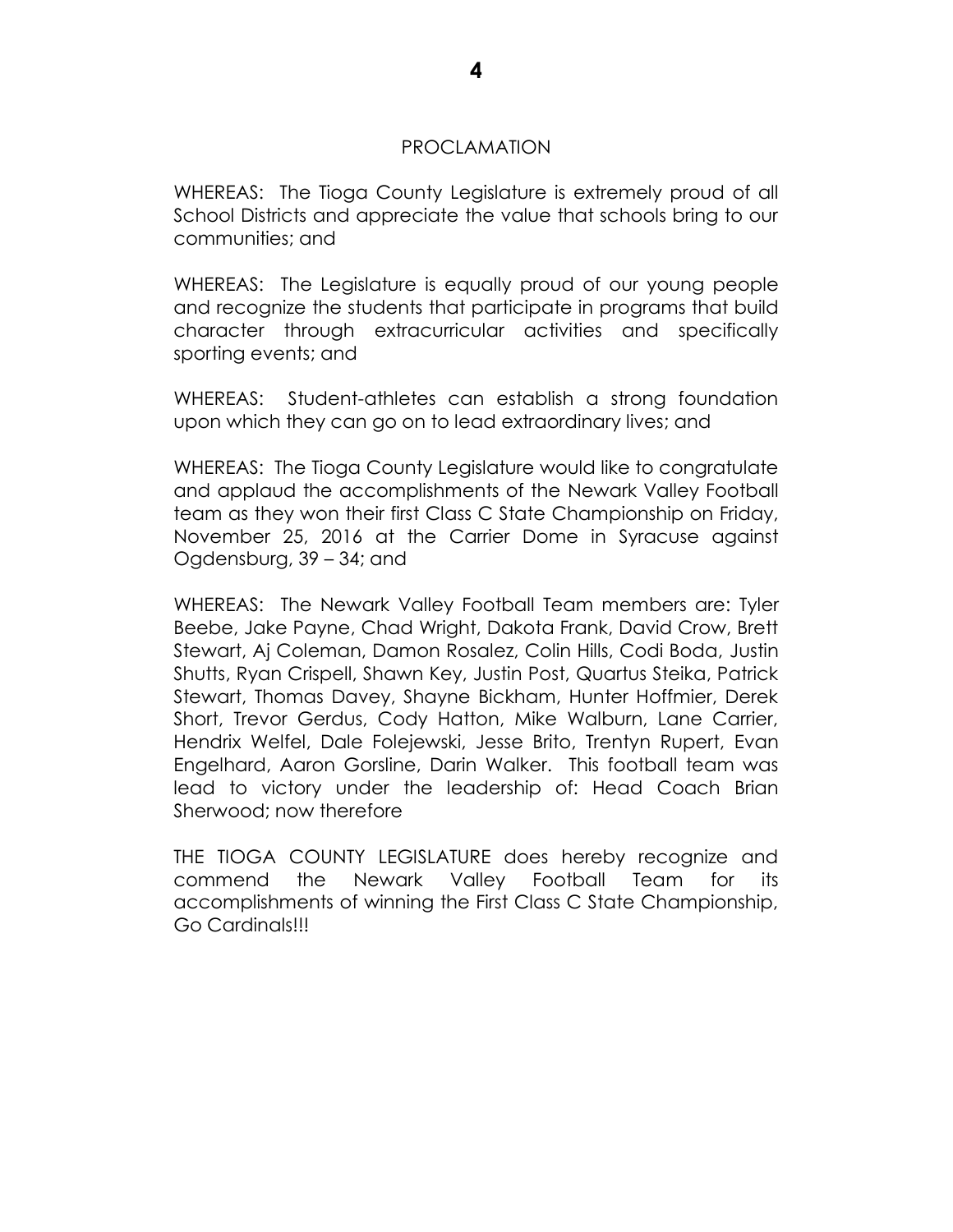# PROCLAMATION

WHEREAS: The Tioga County Legislature is extremely proud of all School Districts and appreciate the value that schools bring to our communities; and

WHEREAS: The Legislature is equally proud of our young people and recognize the students that participate in programs that build character through extracurricular activities and specifically sporting events; and

WHEREAS: Student-athletes can establish a strong foundation upon which they can go on to lead extraordinary lives; and

WHEREAS: The Tioga County Legislature would like to congratulate and applaud the accomplishments of the Newark Valley Football team as they won their first Class C State Championship on Friday, November 25, 2016 at the Carrier Dome in Syracuse against Ogdensburg, 39 – 34; and

WHEREAS: The Newark Valley Football Team members are: Tyler Beebe, Jake Payne, Chad Wright, Dakota Frank, David Crow, Brett Stewart, Aj Coleman, Damon Rosalez, Colin Hills, Codi Boda, Justin Shutts, Ryan Crispell, Shawn Key, Justin Post, Quartus Steika, Patrick Stewart, Thomas Davey, Shayne Bickham, Hunter Hoffmier, Derek Short, Trevor Gerdus, Cody Hatton, Mike Walburn, Lane Carrier, Hendrix Welfel, Dale Folejewski, Jesse Brito, Trentyn Rupert, Evan Engelhard, Aaron Gorsline, Darin Walker. This football team was lead to victory under the leadership of: Head Coach Brian Sherwood; now therefore

THE TIOGA COUNTY LEGISLATURE does hereby recognize and commend the Newark Valley Football Team for its accomplishments of winning the First Class C State Championship, Go Cardinals!!!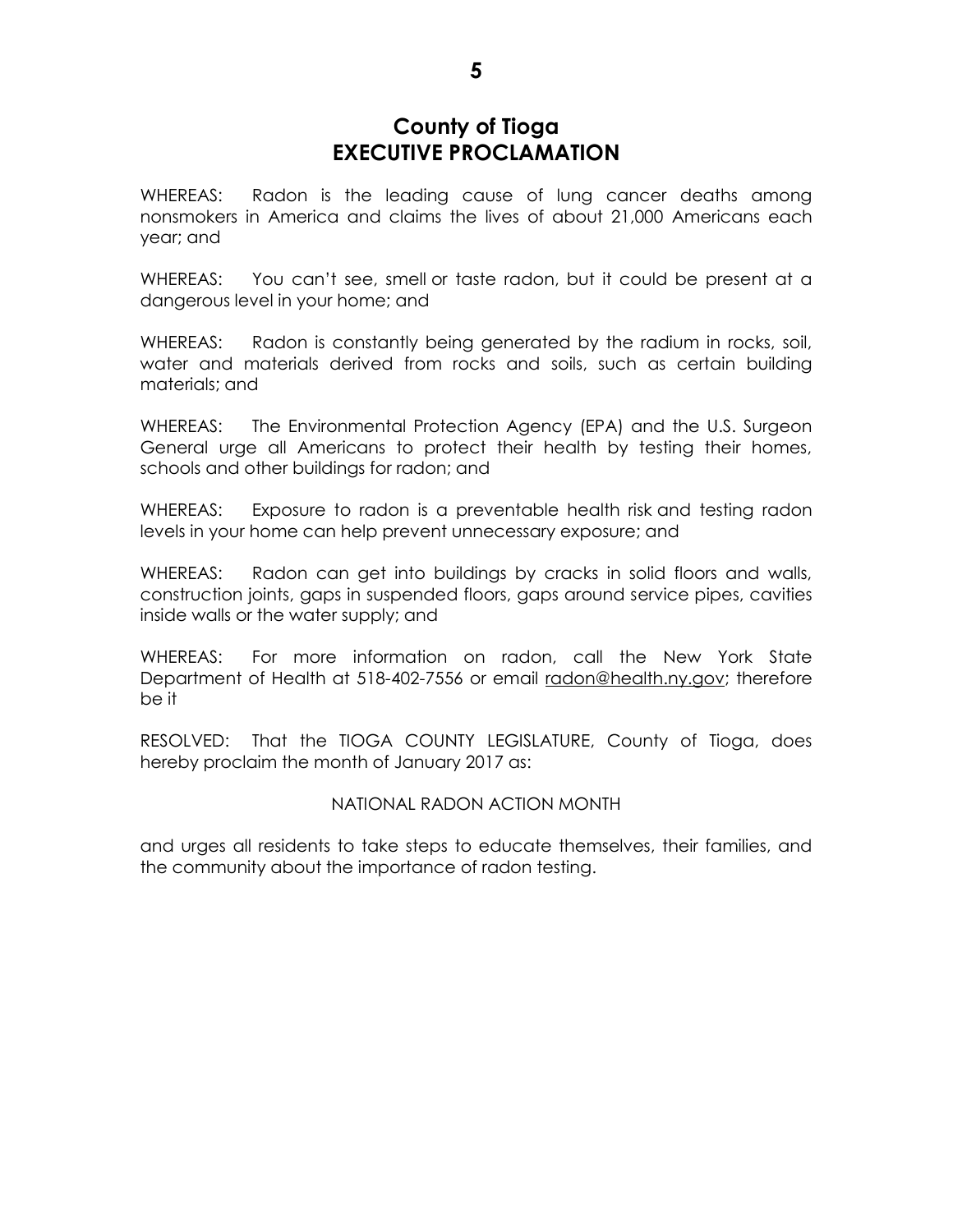# County of Tioga
# EXECUTIVE PROCLAMATION

WHEREAS: Radon is the leading cause of lung cancer deaths among nonsmokers in America and claims the lives of about 21,000 Americans each year; and

WHEREAS: You can't see, smell or taste radon, but it could be present at a dangerous level in your home; and

WHEREAS: Radon is constantly being generated by the radium in rocks, soil, water and materials derived from rocks and soils, such as certain building materials; and

WHEREAS: The Environmental Protection Agency (EPA) and the U.S. Surgeon General urge all Americans to protect their health by testing their homes, schools and other buildings for radon; and

WHEREAS: Exposure to radon is a preventable health risk and testing radon levels in your home can help prevent unnecessary exposure; and

WHEREAS: Radon can get into buildings by cracks in solid floors and walls, construction joints, gaps in suspended floors, gaps around service pipes, cavities inside walls or the water supply; and

WHEREAS: For more information on radon, call the New York State Department of Health at 518-402-7556 or email radon@health.ny.gov; therefore be it

RESOLVED: That the TIOGA COUNTY LEGISLATURE, County of Tioga, does hereby proclaim the month of January 2017 as:

NATIONAL RADON ACTION MONTH

and urges all residents to take steps to educate themselves, their families, and the community about the importance of radon testing.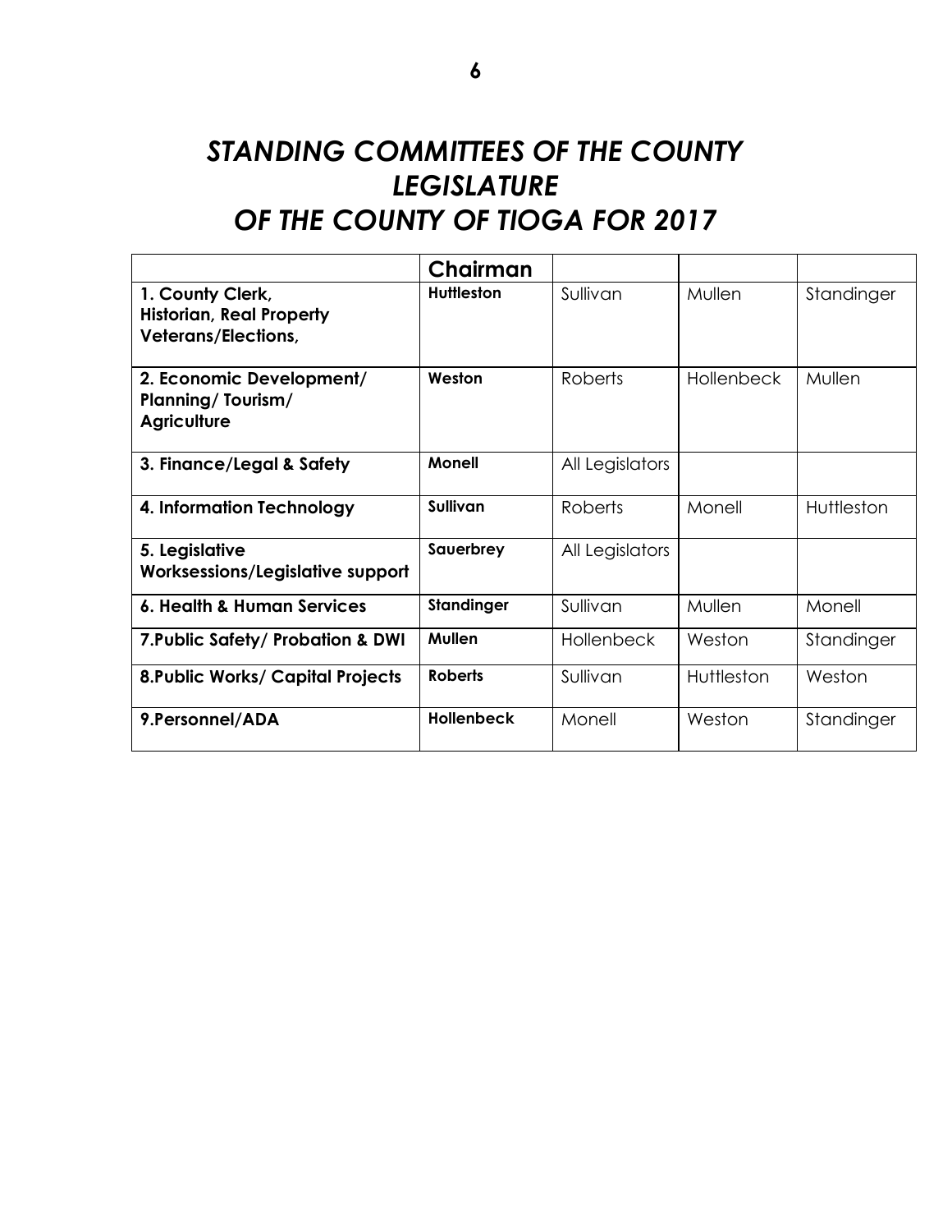# *STANDING COMMITTEES OF THE COUNTY LEGISLATURE OF THE COUNTY OF TIOGA FOR 2017*

| | **Chairman** | | | |
|---|---|---|---|---|
| **1. County Clerk, Historian, Real Property Veterans/Elections,** | **Huttleston** | Sullivan | Mullen | Standinger |
| **2. Economic Development/ Planning/ Tourism/ Agriculture** | **Weston** | Roberts | Hollenbeck | Mullen |
| **3. Finance/Legal & Safety** | **Monell** | All Legislators | | |
| **4. Information Technology** | **Sullivan** | Roberts | Monell | Huttleston |
| **5. Legislative Worksessions/Legislative support** | **Sauerbrey** | All Legislators | | |
| **6. Health & Human Services** | **Standinger** | Sullivan | Mullen | Monell |
| **7.Public Safety/ Probation & DWI** | **Mullen** | Hollenbeck | Weston | Standinger |
| **8.Public Works/ Capital Projects** | **Roberts** | Sullivan | Huttleston | Weston |
| **9.Personnel/ADA** | **Hollenbeck** | Monell | Weston | Standinger |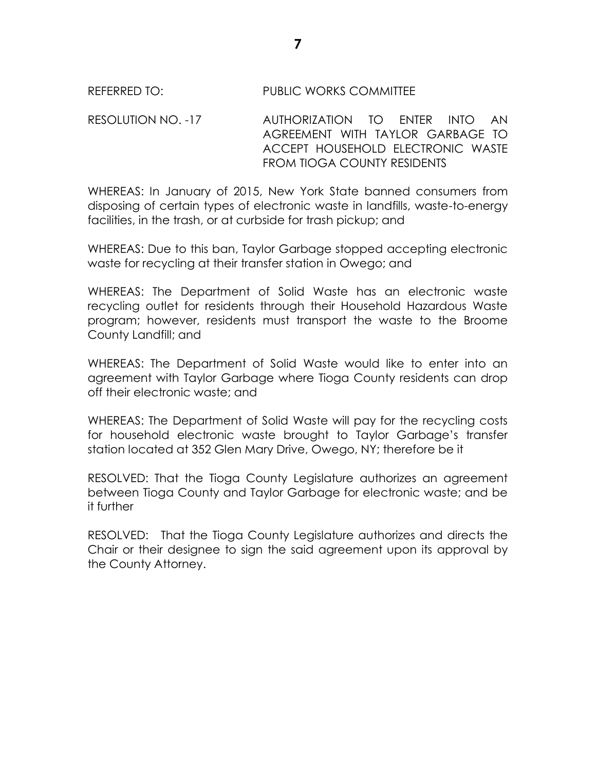REFERRED TO: PUBLIC WORKS COMMITTEE

RESOLUTION NO. -17 AUTHORIZATION TO ENTER INTO AN AGREEMENT WITH TAYLOR GARBAGE TO ACCEPT HOUSEHOLD ELECTRONIC WASTE FROM TIOGA COUNTY RESIDENTS

WHEREAS: In January of 2015, New York State banned consumers from disposing of certain types of electronic waste in landfills, waste-to-energy facilities, in the trash, or at curbside for trash pickup; and

WHEREAS: Due to this ban, Taylor Garbage stopped accepting electronic waste for recycling at their transfer station in Owego; and

WHEREAS: The Department of Solid Waste has an electronic waste recycling outlet for residents through their Household Hazardous Waste program; however, residents must transport the waste to the Broome County Landfill; and

WHEREAS: The Department of Solid Waste would like to enter into an agreement with Taylor Garbage where Tioga County residents can drop off their electronic waste; and

WHEREAS: The Department of Solid Waste will pay for the recycling costs for household electronic waste brought to Taylor Garbage's transfer station located at 352 Glen Mary Drive, Owego, NY; therefore be it

RESOLVED: That the Tioga County Legislature authorizes an agreement between Tioga County and Taylor Garbage for electronic waste; and be it further

RESOLVED: That the Tioga County Legislature authorizes and directs the Chair or their designee to sign the said agreement upon its approval by the County Attorney.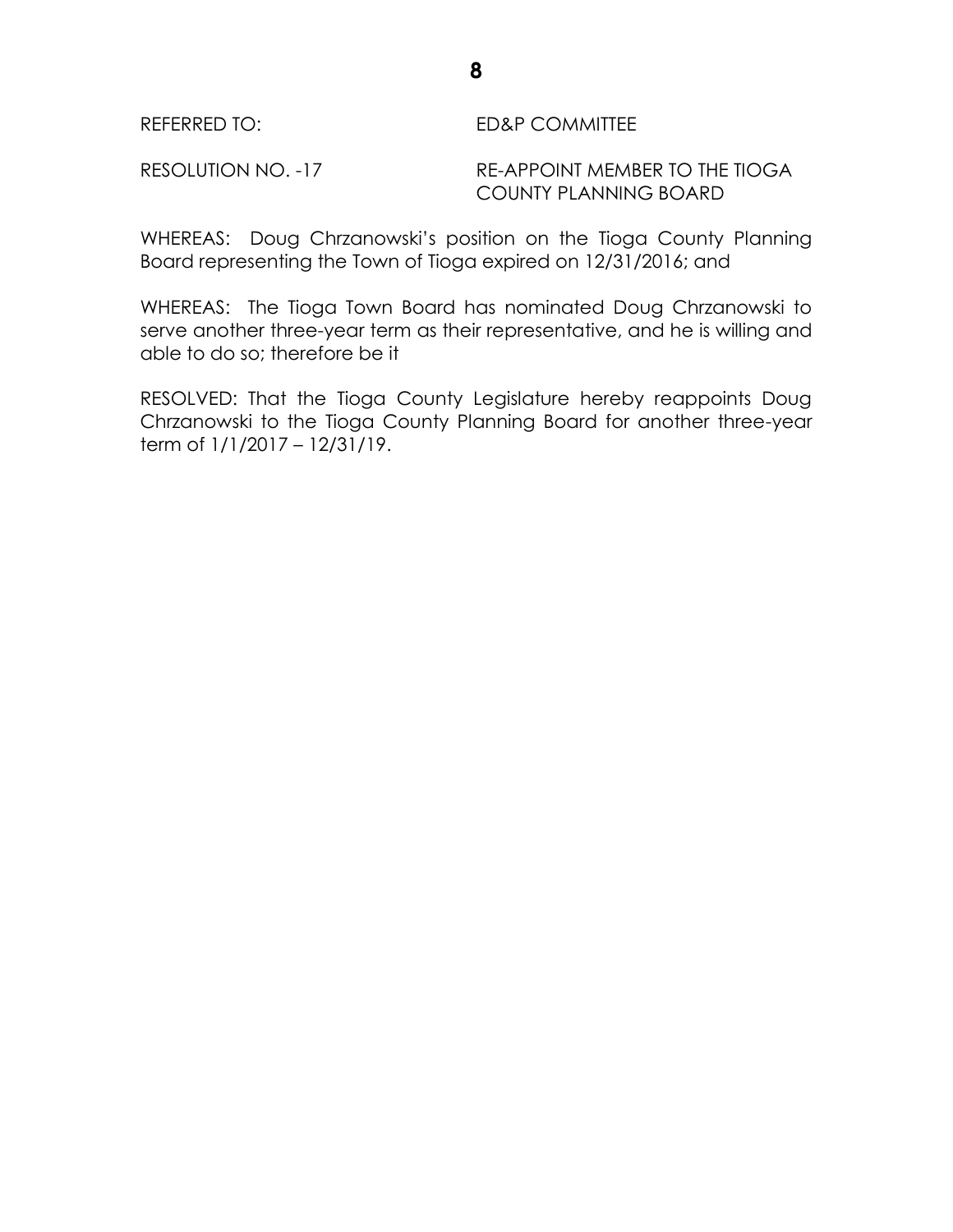REFERRED TO: ED&P COMMITTEE

RESOLUTION NO. -17 RE-APPOINT MEMBER TO THE TIOGA COUNTY PLANNING BOARD

WHEREAS: Doug Chrzanowski's position on the Tioga County Planning Board representing the Town of Tioga expired on 12/31/2016; and

WHEREAS: The Tioga Town Board has nominated Doug Chrzanowski to serve another three-year term as their representative, and he is willing and able to do so; therefore be it

RESOLVED: That the Tioga County Legislature hereby reappoints Doug Chrzanowski to the Tioga County Planning Board for another three-year term of 1/1/2017 – 12/31/19.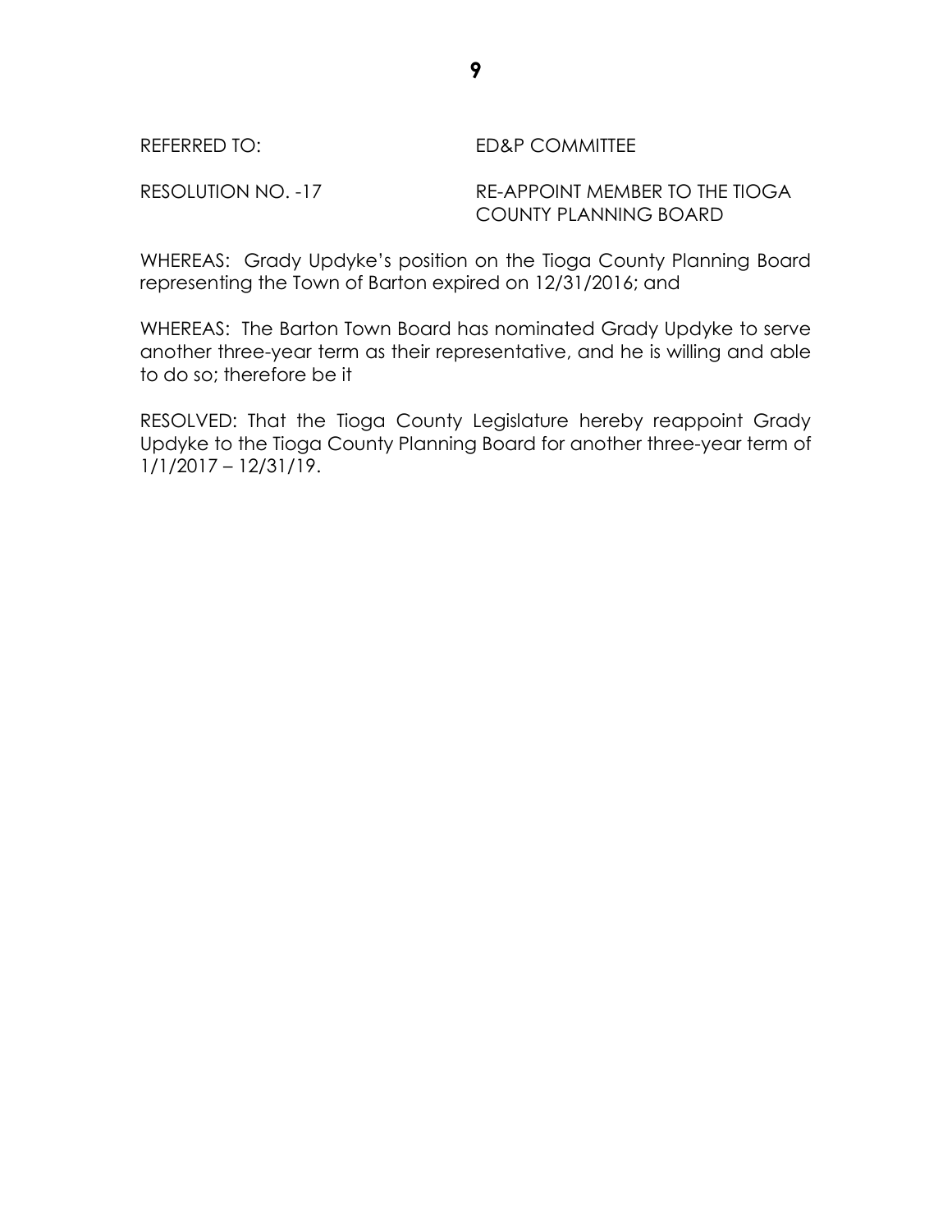REFERRED TO: ED&P COMMITTEE

RESOLUTION NO. -17 RE-APPOINT MEMBER TO THE TIOGA COUNTY PLANNING BOARD

WHEREAS: Grady Updyke's position on the Tioga County Planning Board representing the Town of Barton expired on 12/31/2016; and

WHEREAS: The Barton Town Board has nominated Grady Updyke to serve another three-year term as their representative, and he is willing and able to do so; therefore be it

RESOLVED: That the Tioga County Legislature hereby reappoint Grady Updyke to the Tioga County Planning Board for another three-year term of 1/1/2017 – 12/31/19.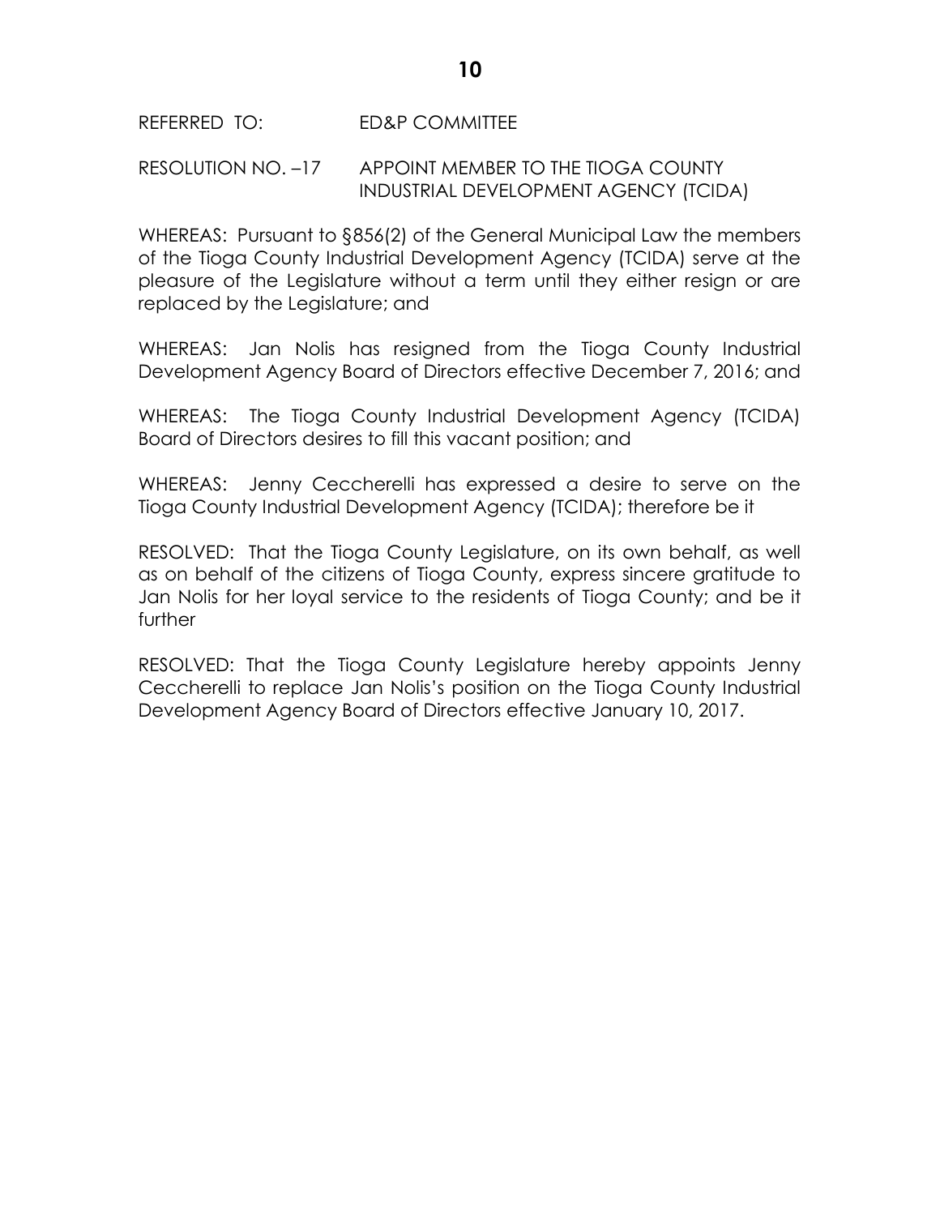REFERRED TO: ED&P COMMITTEE

RESOLUTION NO. –17 APPOINT MEMBER TO THE TIOGA COUNTY INDUSTRIAL DEVELOPMENT AGENCY (TCIDA)

WHEREAS: Pursuant to §856(2) of the General Municipal Law the members of the Tioga County Industrial Development Agency (TCIDA) serve at the pleasure of the Legislature without a term until they either resign or are replaced by the Legislature; and

WHEREAS: Jan Nolis has resigned from the Tioga County Industrial Development Agency Board of Directors effective December 7, 2016; and

WHEREAS: The Tioga County Industrial Development Agency (TCIDA) Board of Directors desires to fill this vacant position; and

WHEREAS: Jenny Ceccherelli has expressed a desire to serve on the Tioga County Industrial Development Agency (TCIDA); therefore be it

RESOLVED: That the Tioga County Legislature, on its own behalf, as well as on behalf of the citizens of Tioga County, express sincere gratitude to Jan Nolis for her loyal service to the residents of Tioga County; and be it further

RESOLVED: That the Tioga County Legislature hereby appoints Jenny Ceccherelli to replace Jan Nolis's position on the Tioga County Industrial Development Agency Board of Directors effective January 10, 2017.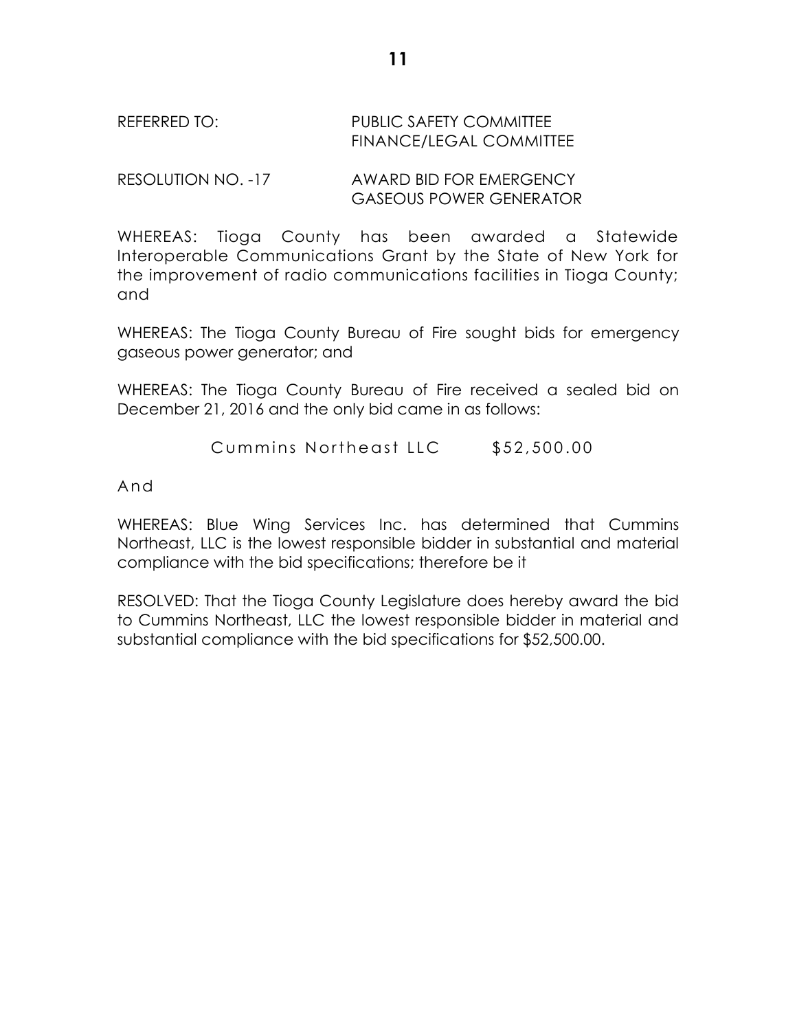REFERRED TO: PUBLIC SAFETY COMMITTEE
FINANCE/LEGAL COMMITTEE

RESOLUTION NO. -17 AWARD BID FOR EMERGENCY GASEOUS POWER GENERATOR

WHEREAS: Tioga County has been awarded a Statewide Interoperable Communications Grant by the State of New York for the improvement of radio communications facilities in Tioga County; and

WHEREAS: The Tioga County Bureau of Fire sought bids for emergency gaseous power generator; and

WHEREAS: The Tioga County Bureau of Fire received a sealed bid on December 21, 2016 and the only bid came in as follows:

Cummins Northeast LLC $52,500.00

And

WHEREAS: Blue Wing Services Inc. has determined that Cummins Northeast, LLC is the lowest responsible bidder in substantial and material compliance with the bid specifications; therefore be it

RESOLVED: That the Tioga County Legislature does hereby award the bid to Cummins Northeast, LLC the lowest responsible bidder in material and substantial compliance with the bid specifications for $52,500.00.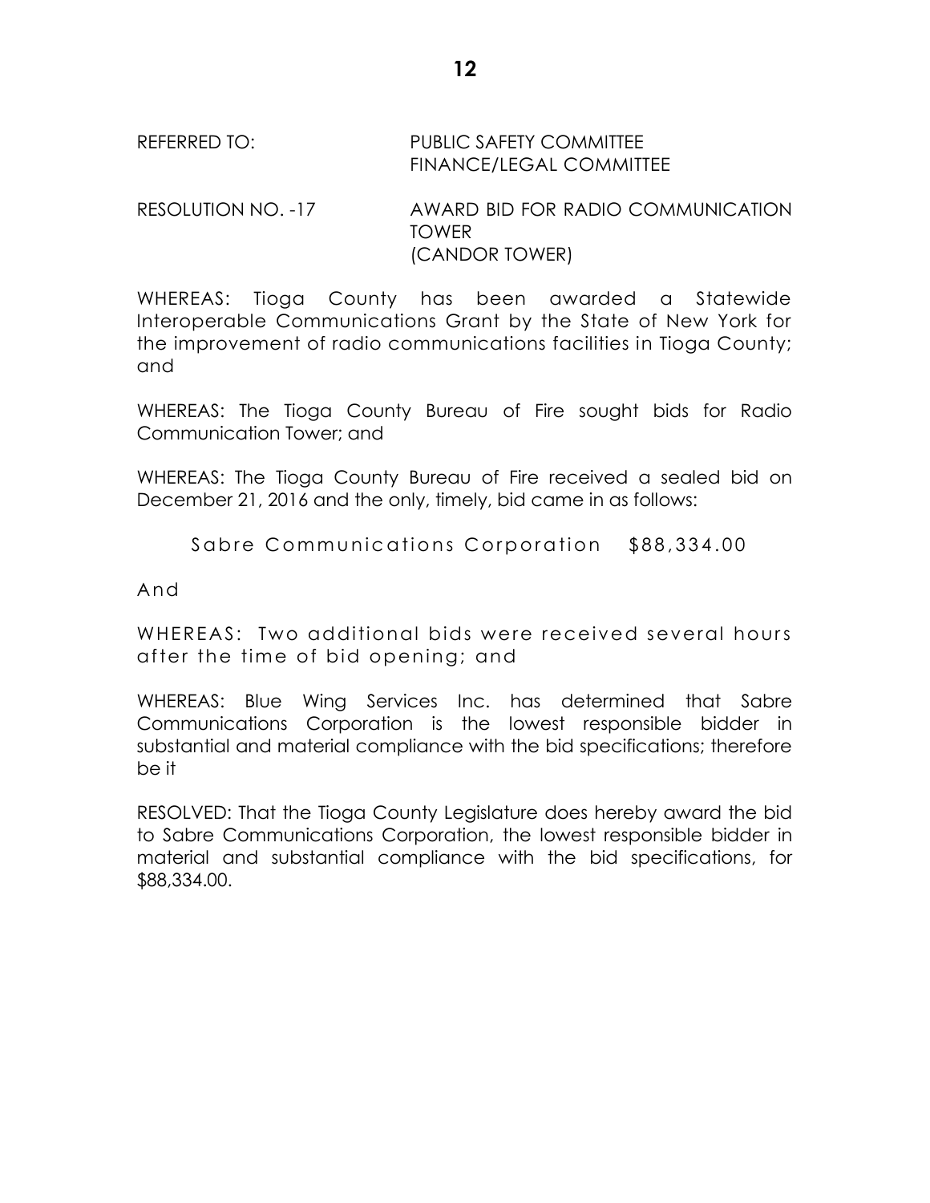REFERRED TO: PUBLIC SAFETY COMMITTEE
FINANCE/LEGAL COMMITTEE

RESOLUTION NO. -17 AWARD BID FOR RADIO COMMUNICATION TOWER
(CANDOR TOWER)

WHEREAS: Tioga County has been awarded a Statewide Interoperable Communications Grant by the State of New York for the improvement of radio communications facilities in Tioga County; and

WHEREAS: The Tioga County Bureau of Fire sought bids for Radio Communication Tower; and

WHEREAS: The Tioga County Bureau of Fire received a sealed bid on December 21, 2016 and the only, timely, bid came in as follows:

Sabre Communications Corporation $88,334.00

And

WHEREAS: Two additional bids were received several hours after the time of bid opening; and

WHEREAS: Blue Wing Services Inc. has determined that Sabre Communications Corporation is the lowest responsible bidder in substantial and material compliance with the bid specifications; therefore be it

RESOLVED: That the Tioga County Legislature does hereby award the bid to Sabre Communications Corporation, the lowest responsible bidder in material and substantial compliance with the bid specifications, for $88,334.00.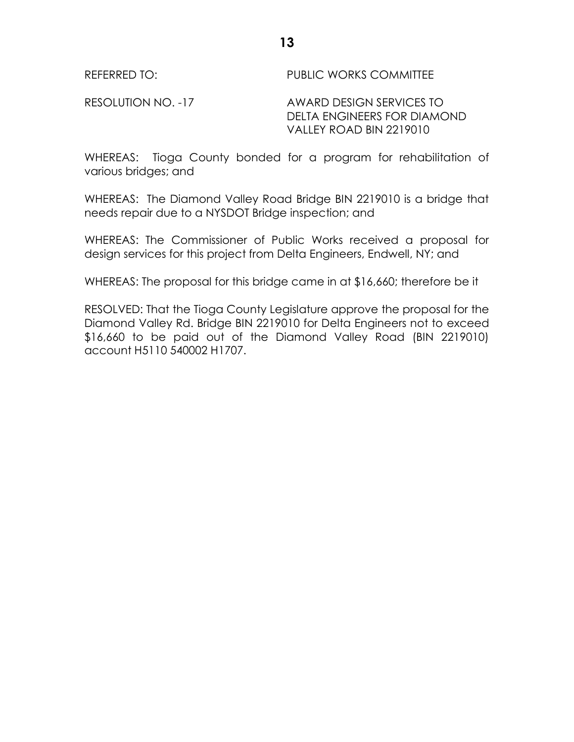REFERRED TO: PUBLIC WORKS COMMITTEE

RESOLUTION NO. -17 AWARD DESIGN SERVICES TO DELTA ENGINEERS FOR DIAMOND VALLEY ROAD BIN 2219010

WHEREAS: Tioga County bonded for a program for rehabilitation of various bridges; and

WHEREAS: The Diamond Valley Road Bridge BIN 2219010 is a bridge that needs repair due to a NYSDOT Bridge inspection; and

WHEREAS: The Commissioner of Public Works received a proposal for design services for this project from Delta Engineers, Endwell, NY; and

WHEREAS: The proposal for this bridge came in at $16,660; therefore be it

RESOLVED: That the Tioga County Legislature approve the proposal for the Diamond Valley Rd. Bridge BIN 2219010 for Delta Engineers not to exceed $16,660 to be paid out of the Diamond Valley Road (BIN 2219010) account H5110 540002 H1707.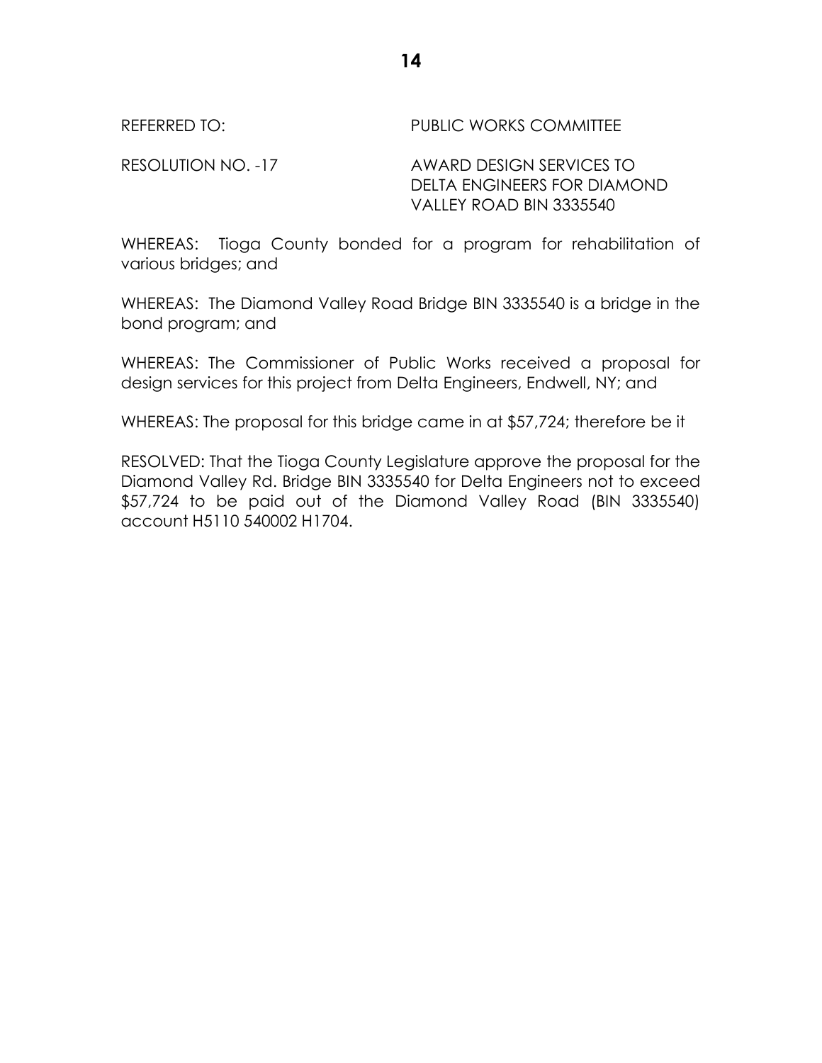REFERRED TO: PUBLIC WORKS COMMITTEE

RESOLUTION NO. -17 AWARD DESIGN SERVICES TO DELTA ENGINEERS FOR DIAMOND VALLEY ROAD BIN 3335540

WHEREAS: Tioga County bonded for a program for rehabilitation of various bridges; and

WHEREAS: The Diamond Valley Road Bridge BIN 3335540 is a bridge in the bond program; and

WHEREAS: The Commissioner of Public Works received a proposal for design services for this project from Delta Engineers, Endwell, NY; and

WHEREAS: The proposal for this bridge came in at $57,724; therefore be it

RESOLVED: That the Tioga County Legislature approve the proposal for the Diamond Valley Rd. Bridge BIN 3335540 for Delta Engineers not to exceed $57,724 to be paid out of the Diamond Valley Road (BIN 3335540) account H5110 540002 H1704.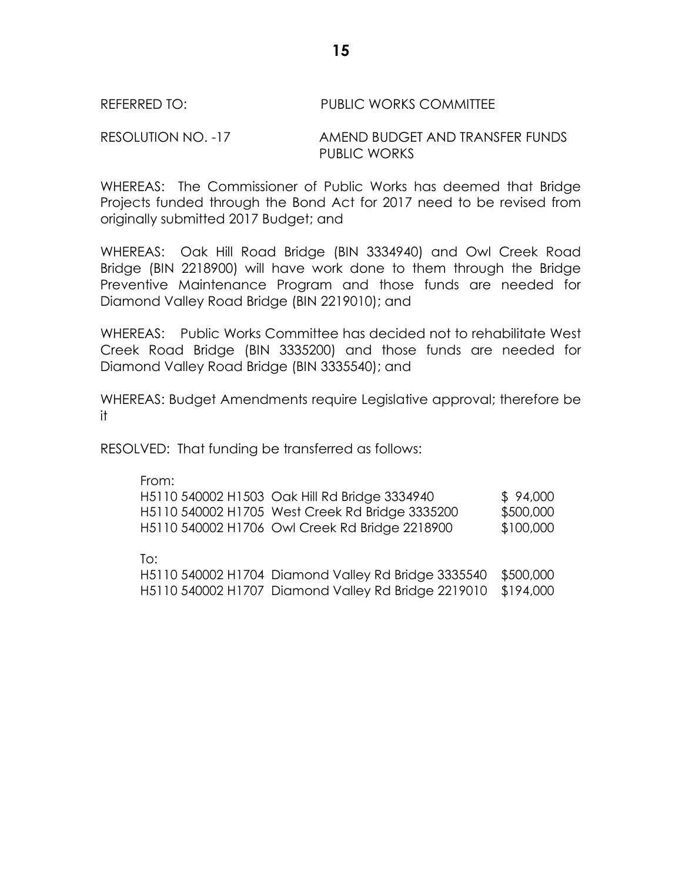REFERRED TO: PUBLIC WORKS COMMITTEE

RESOLUTION NO. -17 AMEND BUDGET AND TRANSFER FUNDS PUBLIC WORKS

WHEREAS: The Commissioner of Public Works has deemed that Bridge Projects funded through the Bond Act for 2017 need to be revised from originally submitted 2017 Budget; and

WHEREAS: Oak Hill Road Bridge (BIN 3334940) and Owl Creek Road Bridge (BIN 2218900) will have work done to them through the Bridge Preventive Maintenance Program and those funds are needed for Diamond Valley Road Bridge (BIN 2219010); and

WHEREAS: Public Works Committee has decided not to rehabilitate West Creek Road Bridge (BIN 3335200) and those funds are needed for Diamond Valley Road Bridge (BIN 3335540); and

WHEREAS: Budget Amendments require Legislative approval; therefore be it

RESOLVED: That funding be transferred as follows:

From:

| | | |
|---|---|---|
| H5110 540002 H1503 | Oak Hill Rd Bridge 3334940 | $ 94,000 |
| H5110 540002 H1705 | West Creek Rd Bridge 3335200 | $500,000 |
| H5110 540002 H1706 | Owl Creek Rd Bridge 2218900 | $100,000 |

To:

| | | |
|---|---|---|
| H5110 540002 H1704 | Diamond Valley Rd Bridge 3335540 | $500,000 |
| H5110 540002 H1707 | Diamond Valley Rd Bridge 2219010 | $194,000 |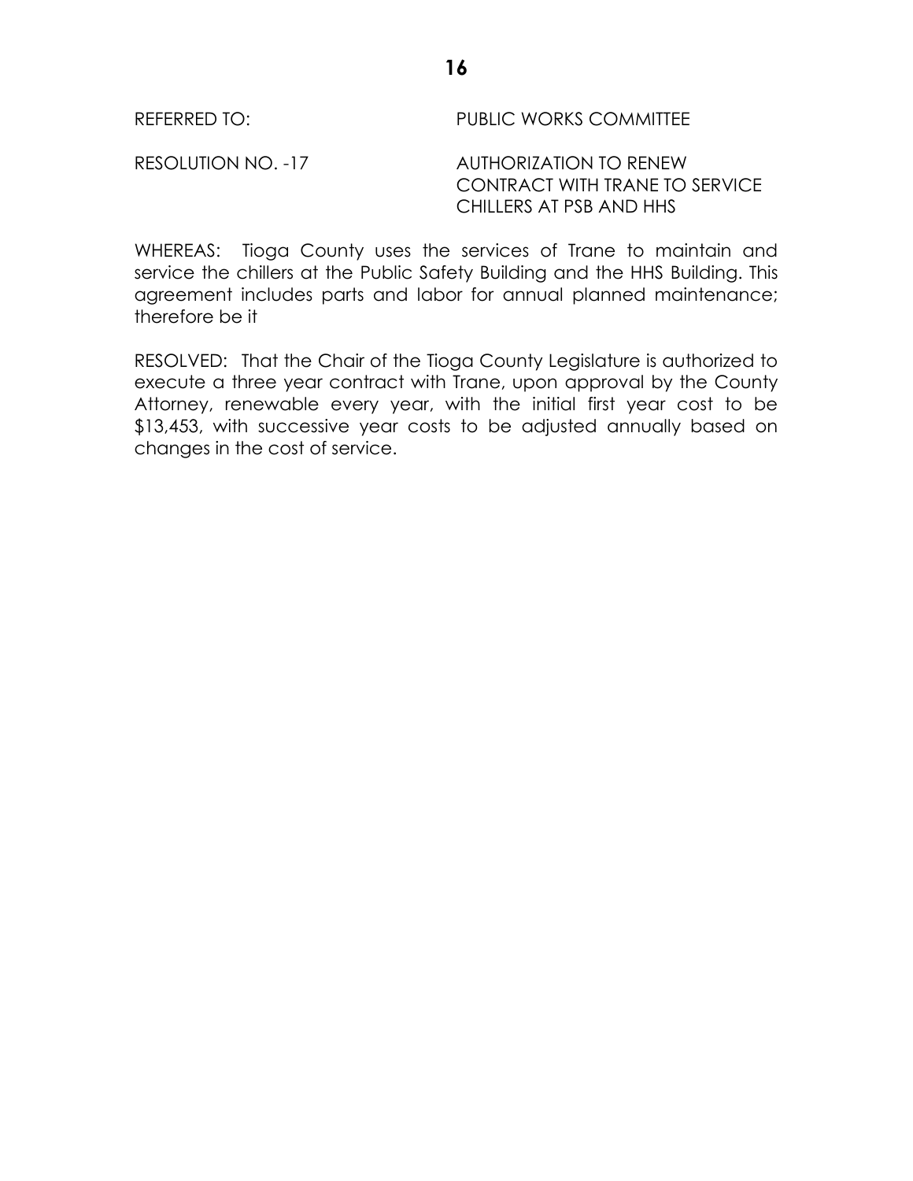REFERRED TO: PUBLIC WORKS COMMITTEE

RESOLUTION NO. -17 AUTHORIZATION TO RENEW CONTRACT WITH TRANE TO SERVICE CHILLERS AT PSB AND HHS

WHEREAS: Tioga County uses the services of Trane to maintain and service the chillers at the Public Safety Building and the HHS Building. This agreement includes parts and labor for annual planned maintenance; therefore be it

RESOLVED: That the Chair of the Tioga County Legislature is authorized to execute a three year contract with Trane, upon approval by the County Attorney, renewable every year, with the initial first year cost to be $13,453, with successive year costs to be adjusted annually based on changes in the cost of service.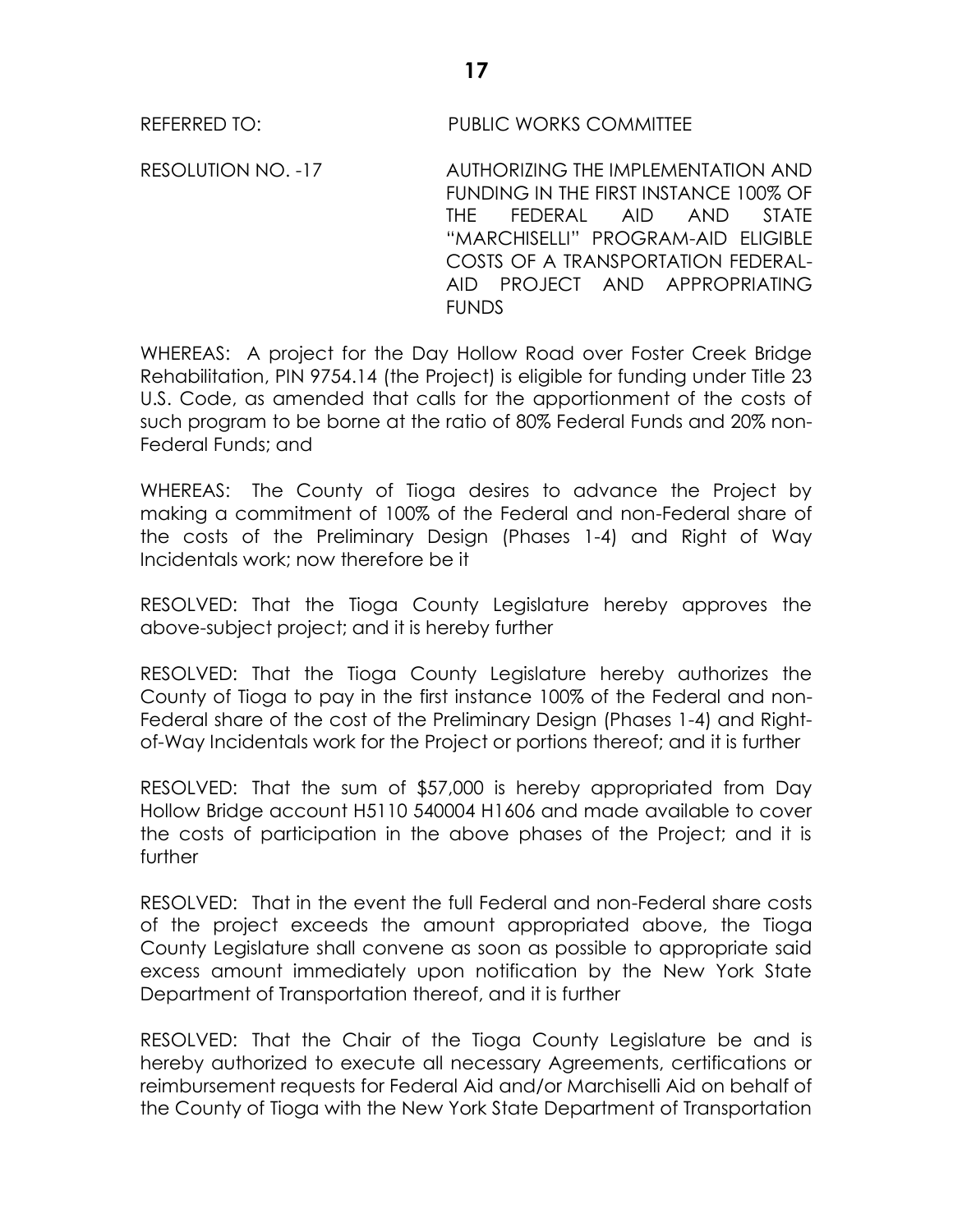REFERRED TO: PUBLIC WORKS COMMITTEE

RESOLUTION NO. -17 AUTHORIZING THE IMPLEMENTATION AND FUNDING IN THE FIRST INSTANCE 100% OF THE FEDERAL AID AND STATE "MARCHISELLI" PROGRAM-AID ELIGIBLE COSTS OF A TRANSPORTATION FEDERAL-AID PROJECT AND APPROPRIATING FUNDS

WHEREAS: A project for the Day Hollow Road over Foster Creek Bridge Rehabilitation, PIN 9754.14 (the Project) is eligible for funding under Title 23 U.S. Code, as amended that calls for the apportionment of the costs of such program to be borne at the ratio of 80% Federal Funds and 20% non-Federal Funds; and

WHEREAS: The County of Tioga desires to advance the Project by making a commitment of 100% of the Federal and non-Federal share of the costs of the Preliminary Design (Phases 1-4) and Right of Way Incidentals work; now therefore be it

RESOLVED: That the Tioga County Legislature hereby approves the above-subject project; and it is hereby further

RESOLVED: That the Tioga County Legislature hereby authorizes the County of Tioga to pay in the first instance 100% of the Federal and non-Federal share of the cost of the Preliminary Design (Phases 1-4) and Right-of-Way Incidentals work for the Project or portions thereof; and it is further

RESOLVED: That the sum of $57,000 is hereby appropriated from Day Hollow Bridge account H5110 540004 H1606 and made available to cover the costs of participation in the above phases of the Project; and it is further

RESOLVED: That in the event the full Federal and non-Federal share costs of the project exceeds the amount appropriated above, the Tioga County Legislature shall convene as soon as possible to appropriate said excess amount immediately upon notification by the New York State Department of Transportation thereof, and it is further

RESOLVED: That the Chair of the Tioga County Legislature be and is hereby authorized to execute all necessary Agreements, certifications or reimbursement requests for Federal Aid and/or Marchiselli Aid on behalf of the County of Tioga with the New York State Department of Transportation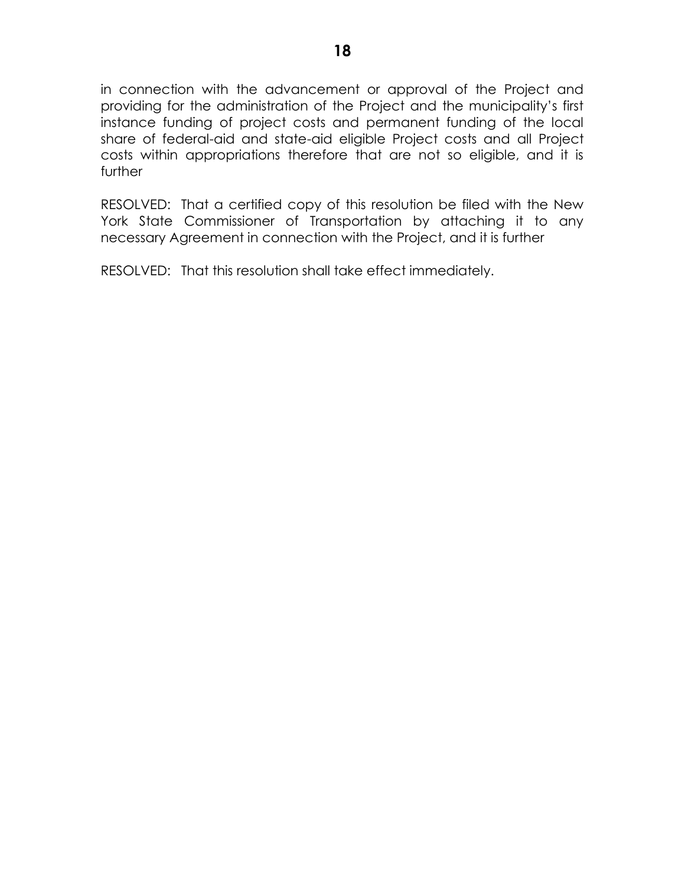in connection with the advancement or approval of the Project and providing for the administration of the Project and the municipality's first instance funding of project costs and permanent funding of the local share of federal-aid and state-aid eligible Project costs and all Project costs within appropriations therefore that are not so eligible, and it is further

RESOLVED: That a certified copy of this resolution be filed with the New York State Commissioner of Transportation by attaching it to any necessary Agreement in connection with the Project, and it is further

RESOLVED: That this resolution shall take effect immediately.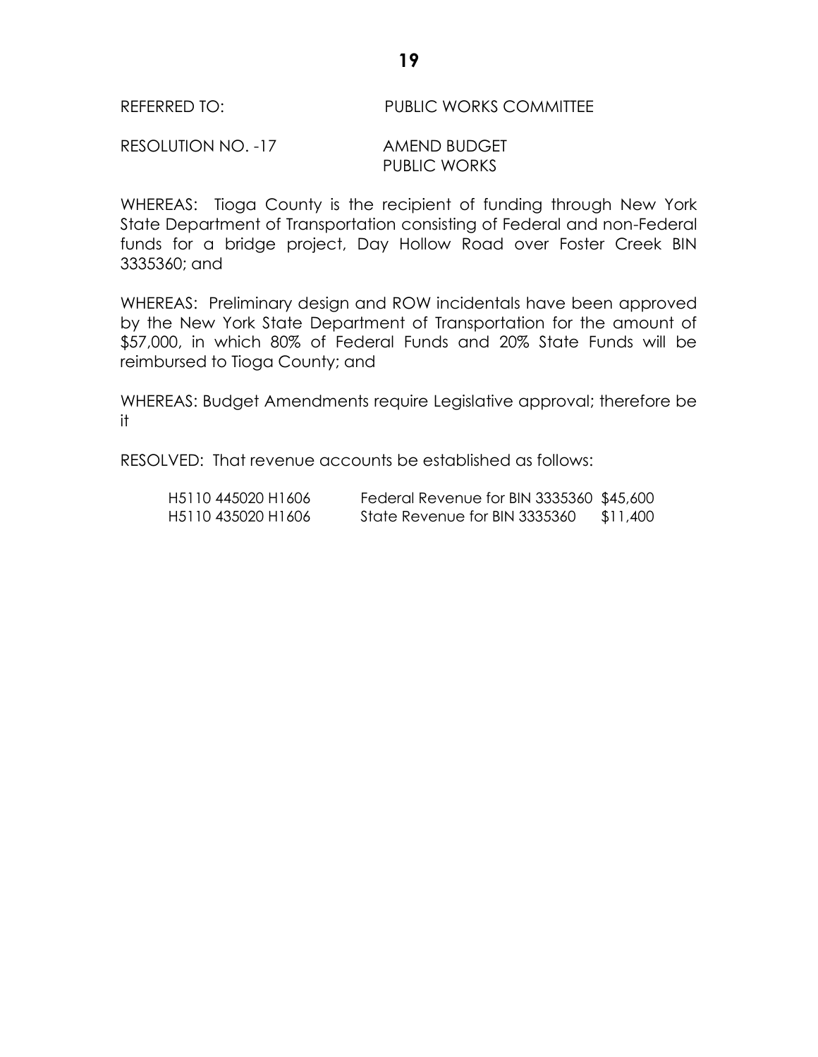REFERRED TO: PUBLIC WORKS COMMITTEE

RESOLUTION NO. -17 AMEND BUDGET
PUBLIC WORKS

WHEREAS: Tioga County is the recipient of funding through New York State Department of Transportation consisting of Federal and non-Federal funds for a bridge project, Day Hollow Road over Foster Creek BIN 3335360; and

WHEREAS: Preliminary design and ROW incidentals have been approved by the New York State Department of Transportation for the amount of $57,000, in which 80% of Federal Funds and 20% State Funds will be reimbursed to Tioga County; and

WHEREAS: Budget Amendments require Legislative approval; therefore be it

RESOLVED: That revenue accounts be established as follows:

| | | |
|---|---|---|
| H5110 445020 H1606 | Federal Revenue for BIN 3335360 | $45,600 |
| H5110 435020 H1606 | State Revenue for BIN 3335360 | $11,400 |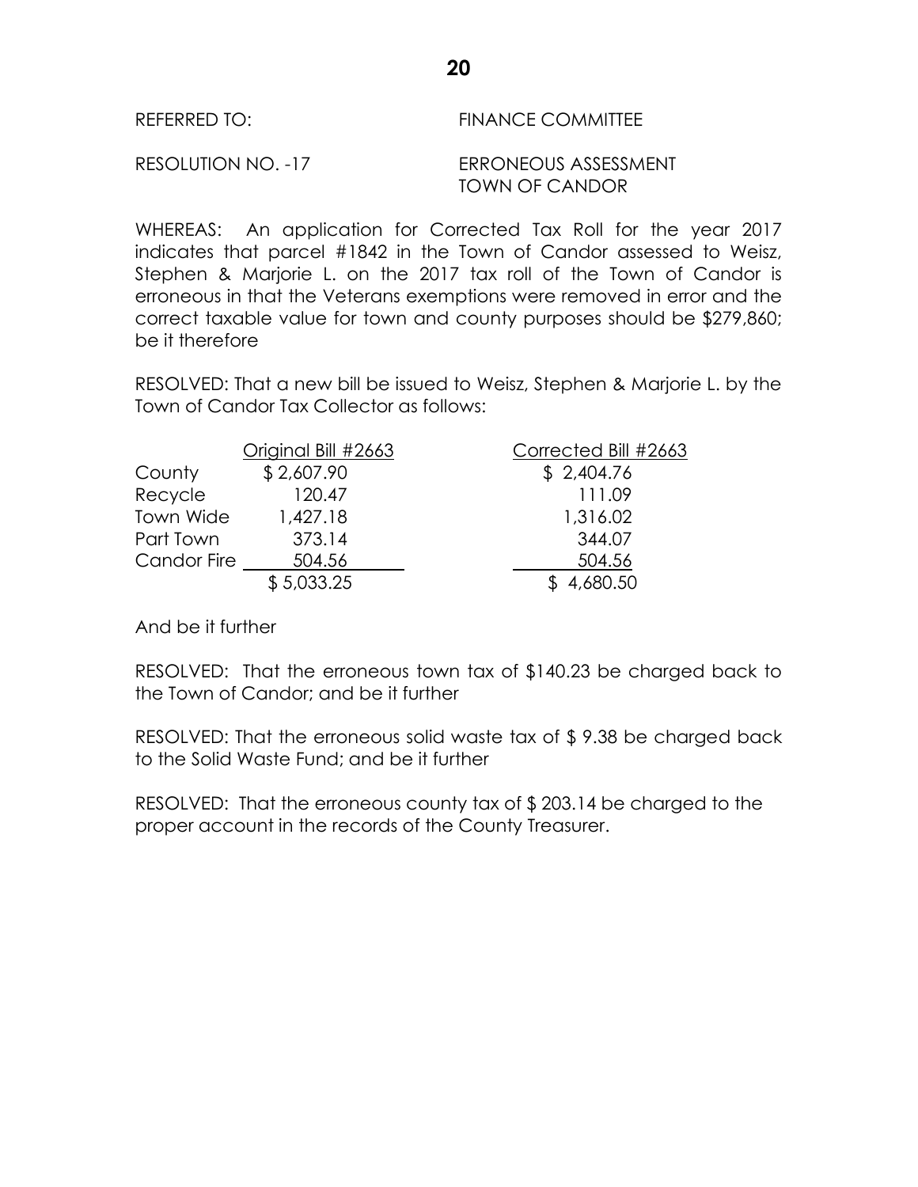REFERRED TO: FINANCE COMMITTEE

RESOLUTION NO. -17 ERRONEOUS ASSESSMENT TOWN OF CANDOR

WHEREAS: An application for Corrected Tax Roll for the year 2017 indicates that parcel #1842 in the Town of Candor assessed to Weisz, Stephen & Marjorie L. on the 2017 tax roll of the Town of Candor is erroneous in that the Veterans exemptions were removed in error and the correct taxable value for town and county purposes should be $279,860; be it therefore

RESOLVED: That a new bill be issued to Weisz, Stephen & Marjorie L. by the Town of Candor Tax Collector as follows:

| | Original Bill #2663 | Corrected Bill #2663 |
|---|---|---|
| County | $ 2,607.90 | $ 2,404.76 |
| Recycle | 120.47 | 111.09 |
| Town Wide | 1,427.18 | 1,316.02 |
| Part Town | 373.14 | 344.07 |
| Candor Fire | 504.56 | 504.56 |
| | $ 5,033.25 | $ 4,680.50 |

And be it further

RESOLVED: That the erroneous town tax of $140.23 be charged back to the Town of Candor; and be it further

RESOLVED: That the erroneous solid waste tax of $ 9.38 be charged back to the Solid Waste Fund; and be it further

RESOLVED: That the erroneous county tax of $ 203.14 be charged to the proper account in the records of the County Treasurer.